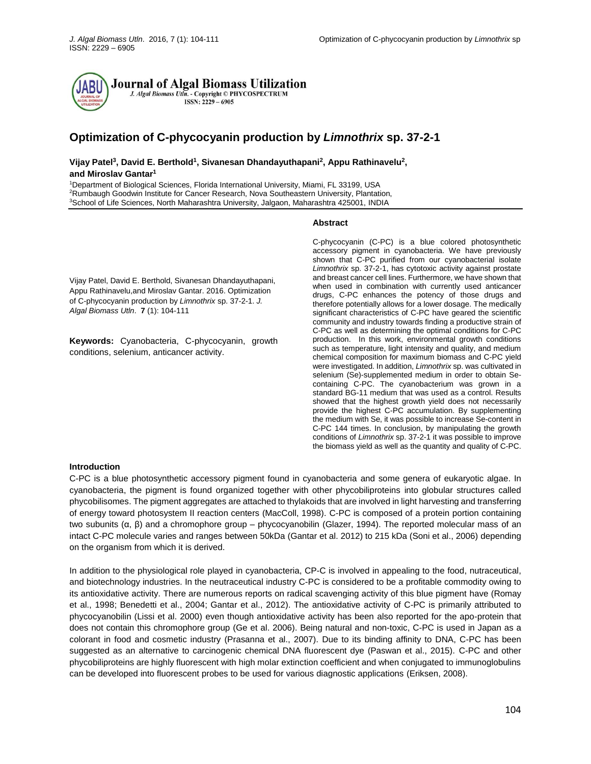# Optimization of C-phycocyanin production by *Limnothrix* sp. 37-2-1

**Vijay Patel[3], David E. Berthold[1], Sivanesan Dhandayuthapani[2], Appu Rathinavelu[2], and Miroslav Gantar[1]**

[1]Department of Biological Sciences, Florida International University, Miami, FL 33199, USA
[2]Rumbaugh Goodwin Institute for Cancer Research, Nova Southeastern University, Plantation,
[3]School of Life Sciences, North Maharashtra University, Jalgaon, Maharashtra 425001, INDIA

Vijay Patel, David E. Berthold, Sivanesan Dhandayuthapani, Appu Rathinavelu,and Miroslav Gantar. 2016. Optimization of C-phycocyanin production by *Limnothrix* sp. 37-2-1. *J. Algal Biomass Utln*. **7** (1): 104-111

**Keywords:** Cyanobacteria, C-phycocyanin, growth conditions, selenium, anticancer activity.

**Abstract**

C-phycocyanin (C-PC) is a blue colored photosynthetic accessory pigment in cyanobacteria. We have previously shown that C-PC purified from our cyanobacterial isolate *Limnothrix* sp. 37-2-1, has cytotoxic activity against prostate and breast cancer cell lines. Furthermore, we have shown that when used in combination with currently used anticancer drugs, C-PC enhances the potency of those drugs and therefore potentially allows for a lower dosage. The medically significant characteristics of C-PC have geared the scientific community and industry towards finding a productive strain of C-PC as well as determining the optimal conditions for C-PC production. In this work, environmental growth conditions such as temperature, light intensity and quality, and medium chemical composition for maximum biomass and C-PC yield were investigated. In addition, *Limnothrix* sp. was cultivated in selenium (Se)-supplemented medium in order to obtain Se-containing C-PC. The cyanobacterium was grown in a standard BG-11 medium that was used as a control. Results showed that the highest growth yield does not necessarily provide the highest C-PC accumulation. By supplementing the medium with Se, it was possible to increase Se-content in C-PC 144 times. In conclusion, by manipulating the growth conditions of *Limnothrix* sp. 37-2-1 it was possible to improve the biomass yield as well as the quantity and quality of C-PC.

**Introduction**

C-PC is a blue photosynthetic accessory pigment found in cyanobacteria and some genera of eukaryotic algae. In cyanobacteria, the pigment is found organized together with other phycobiliproteins into globular structures called phycobilisomes. The pigment aggregates are attached to thylakoids that are involved in light harvesting and transferring of energy toward photosystem II reaction centers (MacColl, 1998). C-PC is composed of a protein portion containing two subunits (α, β) and a chromophore group – phycocyanobilin (Glazer, 1994). The reported molecular mass of an intact C-PC molecule varies and ranges between 50kDa (Gantar et al. 2012) to 215 kDa (Soni et al., 2006) depending on the organism from which it is derived.

In addition to the physiological role played in cyanobacteria, CP-C is involved in appealing to the food, nutraceutical, and biotechnology industries. In the neutraceutical industry C-PC is considered to be a profitable commodity owing to its antioxidative activity. There are numerous reports on radical scavenging activity of this blue pigment have (Romay et al., 1998; Benedetti et al., 2004; Gantar et al., 2012). The antioxidative activity of C-PC is primarily attributed to phycocyanobilin (Lissi et al. 2000) even though antioxidative activity has been also reported for the apo-protein that does not contain this chromophore group (Ge et al. 2006). Being natural and non-toxic, C-PC is used in Japan as a colorant in food and cosmetic industry (Prasanna et al., 2007). Due to its binding affinity to DNA, C-PC has been suggested as an alternative to carcinogenic chemical DNA fluorescent dye (Paswan et al., 2015). C-PC and other phycobiliproteins are highly fluorescent with high molar extinction coefficient and when conjugated to immunoglobulins can be developed into fluorescent probes to be used for various diagnostic applications (Eriksen, 2008).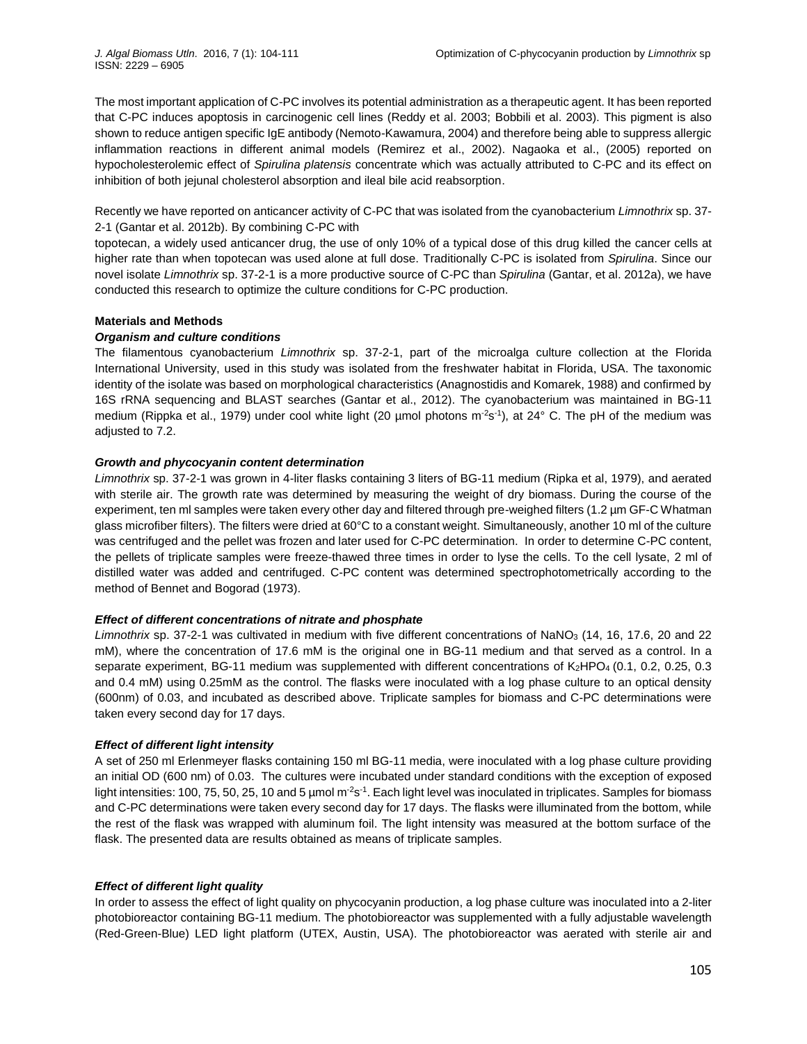The most important application of C-PC involves its potential administration as a therapeutic agent. It has been reported that C-PC induces apoptosis in carcinogenic cell lines (Reddy et al. 2003; Bobbili et al. 2003). This pigment is also shown to reduce antigen specific IgE antibody (Nemoto-Kawamura, 2004) and therefore being able to suppress allergic inflammation reactions in different animal models (Remirez et al., 2002). Nagaoka et al., (2005) reported on hypocholesterolemic effect of *Spirulina platensis* concentrate which was actually attributed to C-PC and its effect on inhibition of both jejunal cholesterol absorption and ileal bile acid reabsorption.

Recently we have reported on anticancer activity of C-PC that was isolated from the cyanobacterium *Limnothrix* sp. 37-2-1 (Gantar et al. 2012b). By combining C-PC with

topotecan, a widely used anticancer drug, the use of only 10% of a typical dose of this drug killed the cancer cells at higher rate than when topotecan was used alone at full dose. Traditionally C-PC is isolated from *Spirulina*. Since our novel isolate *Limnothrix* sp. 37-2-1 is a more productive source of C-PC than *Spirulina* (Gantar, et al. 2012a), we have conducted this research to optimize the culture conditions for C-PC production.

**Materials and Methods**

***Organism and culture conditions***

The filamentous cyanobacterium *Limnothrix* sp. 37-2-1, part of the microalga culture collection at the Florida International University, used in this study was isolated from the freshwater habitat in Florida, USA. The taxonomic identity of the isolate was based on morphological characteristics (Anagnostidis and Komarek, 1988) and confirmed by 16S rRNA sequencing and BLAST searches (Gantar et al., 2012). The cyanobacterium was maintained in BG-11 medium (Rippka et al., 1979) under cool white light (20 µmol photons $m^{-2}s^{-1}$), at 24° C. The pH of the medium was adjusted to 7.2.

***Growth and phycocyanin content determination***

*Limnothrix* sp. 37-2-1 was grown in 4-liter flasks containing 3 liters of BG-11 medium (Ripka et al, 1979), and aerated with sterile air. The growth rate was determined by measuring the weight of dry biomass. During the course of the experiment, ten ml samples were taken every other day and filtered through pre-weighed filters (1.2 µm GF-C Whatman glass microfiber filters). The filters were dried at 60°C to a constant weight. Simultaneously, another 10 ml of the culture was centrifuged and the pellet was frozen and later used for C-PC determination. In order to determine C-PC content, the pellets of triplicate samples were freeze-thawed three times in order to lyse the cells. To the cell lysate, 2 ml of distilled water was added and centrifuged. C-PC content was determined spectrophotometrically according to the method of Bennet and Bogorad (1973).

***Effect of different concentrations of nitrate and phosphate***

*Limnothrix* sp. 37-2-1 was cultivated in medium with five different concentrations of $NaNO_3$ (14, 16, 17.6, 20 and 22 mM), where the concentration of 17.6 mM is the original one in BG-11 medium and that served as a control. In a separate experiment, BG-11 medium was supplemented with different concentrations of $K_2HPO_4$ (0.1, 0.2, 0.25, 0.3 and 0.4 mM) using 0.25mM as the control. The flasks were inoculated with a log phase culture to an optical density (600nm) of 0.03, and incubated as described above. Triplicate samples for biomass and C-PC determinations were taken every second day for 17 days.

***Effect of different light intensity***

A set of 250 ml Erlenmeyer flasks containing 150 ml BG-11 media, were inoculated with a log phase culture providing an initial OD (600 nm) of 0.03. The cultures were incubated under standard conditions with the exception of exposed light intensities: 100, 75, 50, 25, 10 and 5 µmol $m^{-2}s^{-1}$. Each light level was inoculated in triplicates. Samples for biomass and C-PC determinations were taken every second day for 17 days. The flasks were illuminated from the bottom, while the rest of the flask was wrapped with aluminum foil. The light intensity was measured at the bottom surface of the flask. The presented data are results obtained as means of triplicate samples.

***Effect of different light quality***

In order to assess the effect of light quality on phycocyanin production, a log phase culture was inoculated into a 2-liter photobioreactor containing BG-11 medium. The photobioreactor was supplemented with a fully adjustable wavelength (Red-Green-Blue) LED light platform (UTEX, Austin, USA). The photobioreactor was aerated with sterile air and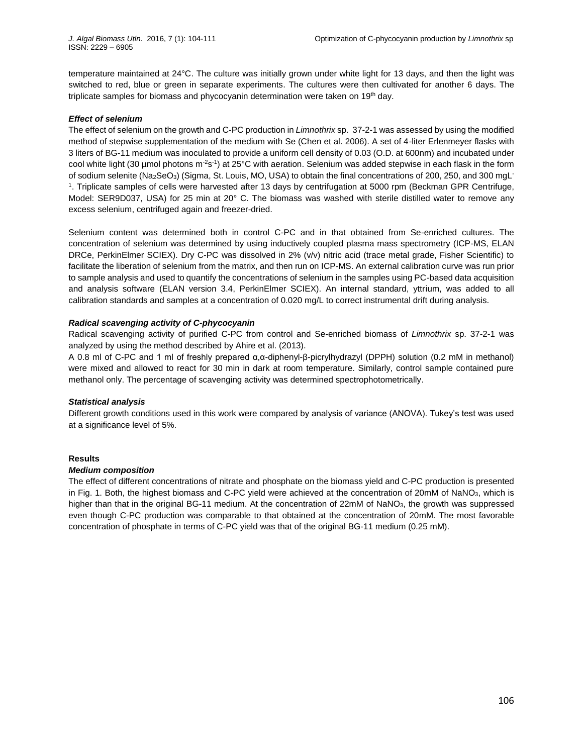temperature maintained at 24°C. The culture was initially grown under white light for 13 days, and then the light was switched to red, blue or green in separate experiments. The cultures were then cultivated for another 6 days. The triplicate samples for biomass and phycocyanin determination were taken on 19th day.

### *Effect of selenium*

The effect of selenium on the growth and C-PC production in *Limnothrix* sp. 37-2-1 was assessed by using the modified method of stepwise supplementation of the medium with Se (Chen et al. 2006). A set of 4-liter Erlenmeyer flasks with 3 liters of BG-11 medium was inoculated to provide a uniform cell density of 0.03 (O.D. at 600nm) and incubated under cool white light (30 µmol photons $m^{-2}s^{-1}$) at 25°C with aeration. Selenium was added stepwise in each flask in the form of sodium selenite ($Na_2SeO_3$) (Sigma, St. Louis, MO, USA) to obtain the final concentrations of 200, 250, and 300 $mgL^{-1}$. Triplicate samples of cells were harvested after 13 days by centrifugation at 5000 rpm (Beckman GPR Centrifuge, Model: SER9D037, USA) for 25 min at 20° C. The biomass was washed with sterile distilled water to remove any excess selenium, centrifuged again and freezer-dried.

Selenium content was determined both in control C-PC and in that obtained from Se-enriched cultures. The concentration of selenium was determined by using inductively coupled plasma mass spectrometry (ICP-MS, ELAN DRCe, PerkinElmer SCIEX). Dry C-PC was dissolved in 2% (v/v) nitric acid (trace metal grade, Fisher Scientific) to facilitate the liberation of selenium from the matrix, and then run on ICP-MS. An external calibration curve was run prior to sample analysis and used to quantify the concentrations of selenium in the samples using PC-based data acquisition and analysis software (ELAN version 3.4, PerkinElmer SCIEX). An internal standard, yttrium, was added to all calibration standards and samples at a concentration of 0.020 mg/L to correct instrumental drift during analysis.

### *Radical scavenging activity of C-phycocyanin*

Radical scavenging activity of purified C-PC from control and Se-enriched biomass of *Limnothrix* sp. 37-2-1 was analyzed by using the method described by Ahire et al. (2013).

A 0.8 ml of C-PC and 1 ml of freshly prepared α,α-diphenyl-β-picrylhydrazyl (DPPH) solution (0.2 mM in methanol) were mixed and allowed to react for 30 min in dark at room temperature. Similarly, control sample contained pure methanol only. The percentage of scavenging activity was determined spectrophotometrically.

### *Statistical analysis*

Different growth conditions used in this work were compared by analysis of variance (ANOVA). Tukey's test was used at a significance level of 5%.

## **Results**

### *Medium composition*

The effect of different concentrations of nitrate and phosphate on the biomass yield and C-PC production is presented in Fig. 1. Both, the highest biomass and C-PC yield were achieved at the concentration of 20mM of $NaNO_3$, which is higher than that in the original BG-11 medium. At the concentration of 22mM of $NaNO_3$, the growth was suppressed even though C-PC production was comparable to that obtained at the concentration of 20mM. The most favorable concentration of phosphate in terms of C-PC yield was that of the original BG-11 medium (0.25 mM).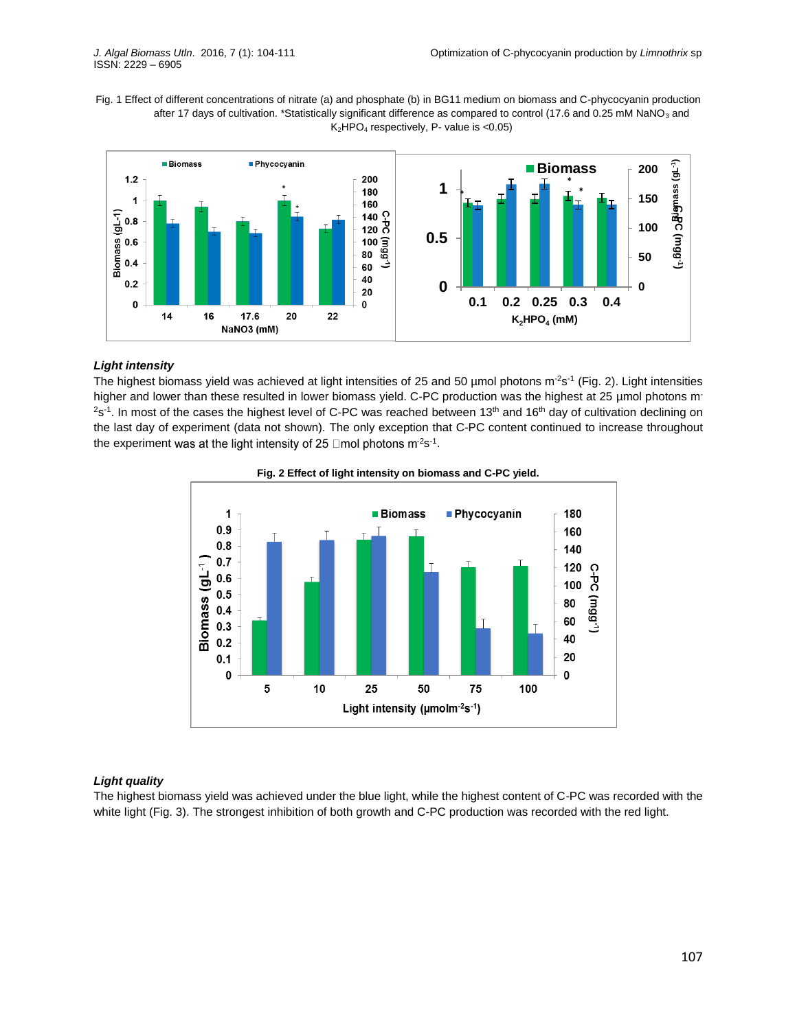Fig. 1 Effect of different concentrations of nitrate (a) and phosphate (b) in BG11 medium on biomass and C-phycocyanin production after 17 days of cultivation. *Statistically significant difference as compared to control (17.6 and 0.25 mM $NaNO_3$ and $K_2HPO_4$ respectively, P- value is <0.05)

### *Light intensity*

The highest biomass yield was achieved at light intensities of 25 and 50 µmol photons $m^{-2}s^{-1}$ (Fig. 2). Light intensities higher and lower than these resulted in lower biomass yield. C-PC production was the highest at 25 µmol photons $m^{-2}s^{-1}$. In most of the cases the highest level of C-PC was reached between 13th and 16th day of cultivation declining on the last day of experiment (data not shown). The only exception that C-PC content continued to increase throughout the experiment was at the light intensity of 25 µmol photons $m^{-2}s^{-1}$.

**Fig. 2 Effect of light intensity on biomass and C-PC yield.**

### *Light quality*

The highest biomass yield was achieved under the blue light, while the highest content of C-PC was recorded with the white light (Fig. 3). The strongest inhibition of both growth and C-PC production was recorded with the red light.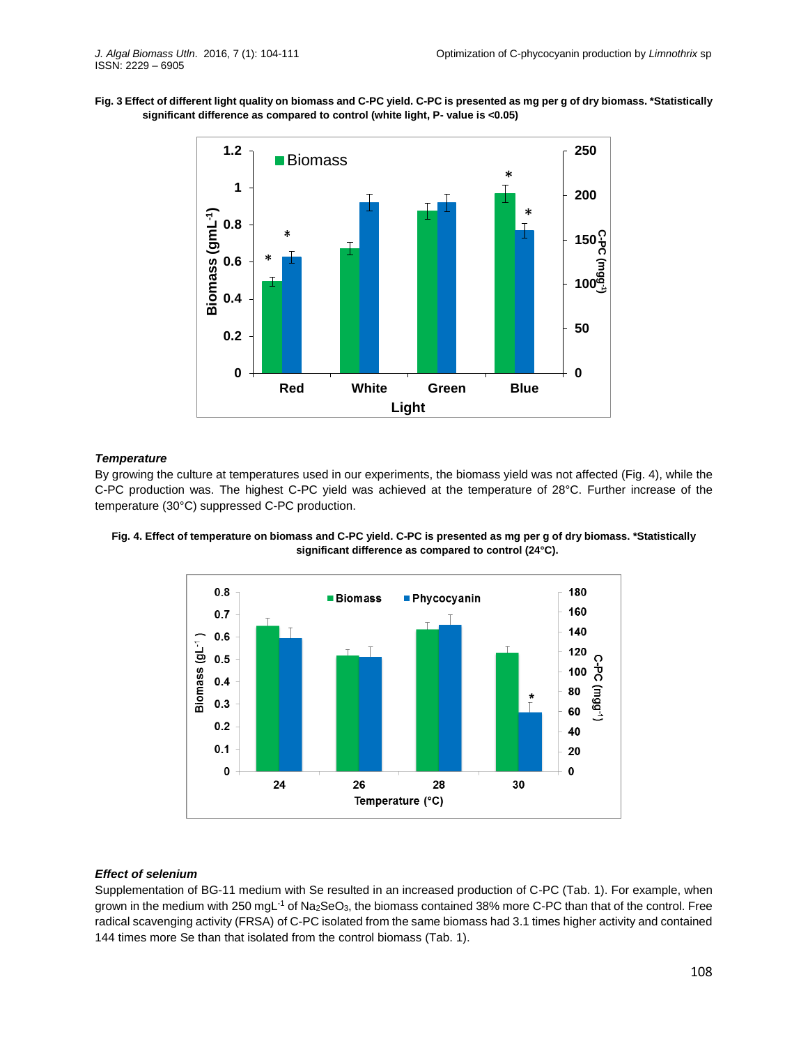**Fig. 3 Effect of different light quality on biomass and C-PC yield. C-PC is presented as mg per g of dry biomass. *Statistically significant difference as compared to control (white light, P- value is <0.05)**

### *Temperature*

By growing the culture at temperatures used in our experiments, the biomass yield was not affected (Fig. 4), while the C-PC production was. The highest C-PC yield was achieved at the temperature of 28°C. Further increase of the temperature (30°C) suppressed C-PC production.

**Fig. 4. Effect of temperature on biomass and C-PC yield. C-PC is presented as mg per g of dry biomass. *Statistically significant difference as compared to control (24°C).**

### *Effect of selenium*

Supplementation of BG-11 medium with Se resulted in an increased production of C-PC (Tab. 1). For example, when grown in the medium with 250 $mgL^{-1}$ of $Na_2SeO_3$, the biomass contained 38% more C-PC than that of the control. Free radical scavenging activity (FRSA) of C-PC isolated from the same biomass had 3.1 times higher activity and contained 144 times more Se than that isolated from the control biomass (Tab. 1).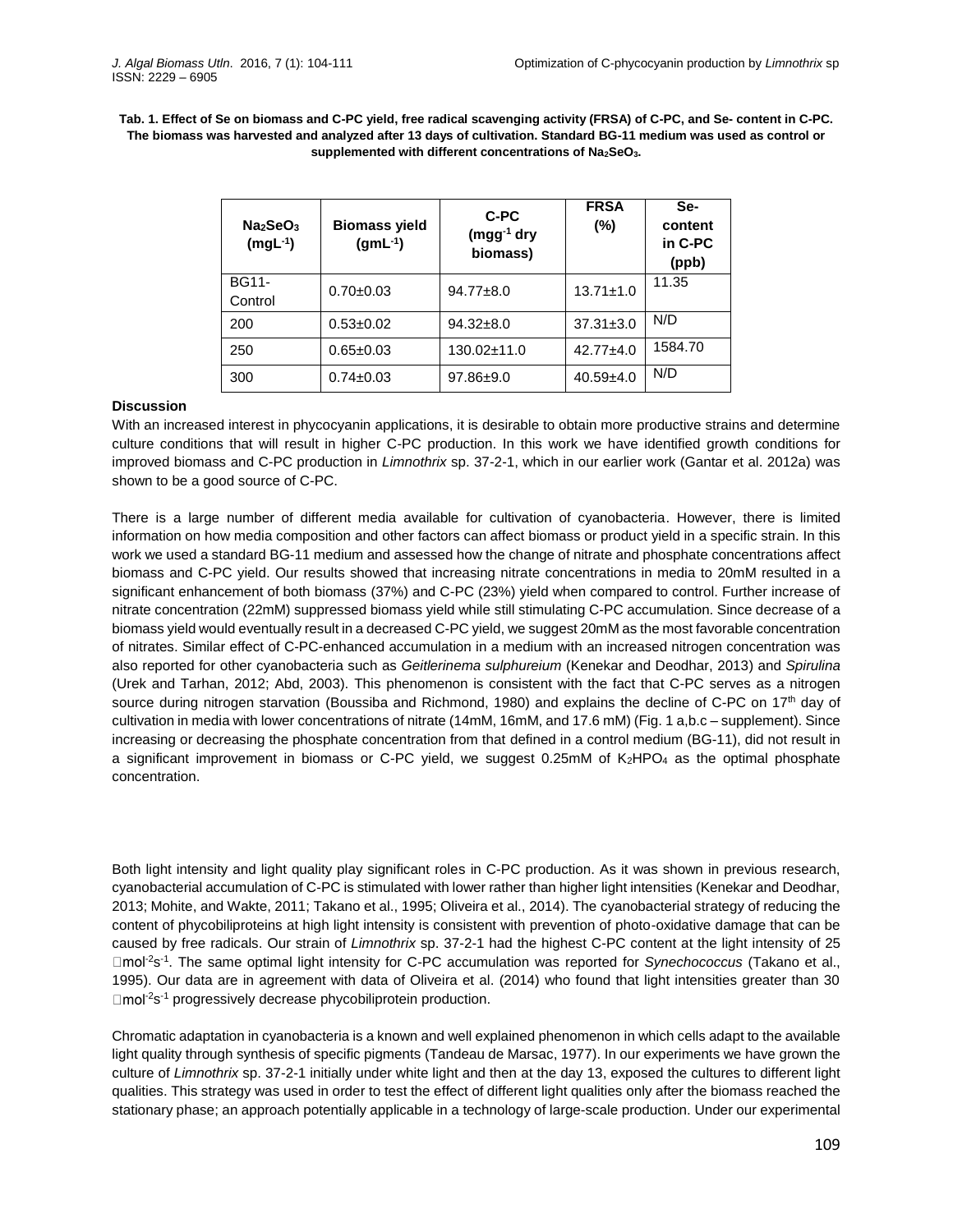**Tab. 1. Effect of Se on biomass and C-PC yield, free radical scavenging activity (FRSA) of C-PC, and Se- content in C-PC. The biomass was harvested and analyzed after 13 days of cultivation. Standard BG-11 medium was used as control or supplemented with different concentrations of $Na_2SeO_3$.**

| $Na_2SeO_3$ ($mgL^{-1}$) | Biomass yield ($gmL^{-1}$) | C-PC ($mgg^{-1}$ dry biomass) | FRSA (%) | Se-content in C-PC (ppb) |
|---|---|---|---|---|
| BG11-Control | 0.70±0.03 | 94.77±8.0 | 13.71±1.0 | 11.35 |
| 200 | 0.53±0.02 | 94.32±8.0 | 37.31±3.0 | N/D |
| 250 | 0.65±0.03 | 130.02±11.0 | 42.77±4.0 | 1584.70 |
| 300 | 0.74±0.03 | 97.86±9.0 | 40.59±4.0 | N/D |

**Discussion**

With an increased interest in phycocyanin applications, it is desirable to obtain more productive strains and determine culture conditions that will result in higher C-PC production. In this work we have identified growth conditions for improved biomass and C-PC production in *Limnothrix* sp. 37-2-1, which in our earlier work (Gantar et al. 2012a) was shown to be a good source of C-PC.

There is a large number of different media available for cultivation of cyanobacteria. However, there is limited information on how media composition and other factors can affect biomass or product yield in a specific strain. In this work we used a standard BG-11 medium and assessed how the change of nitrate and phosphate concentrations affect biomass and C-PC yield. Our results showed that increasing nitrate concentrations in media to 20mM resulted in a significant enhancement of both biomass (37%) and C-PC (23%) yield when compared to control. Further increase of nitrate concentration (22mM) suppressed biomass yield while still stimulating C-PC accumulation. Since decrease of a biomass yield would eventually result in a decreased C-PC yield, we suggest 20mM as the most favorable concentration of nitrates. Similar effect of C-PC-enhanced accumulation in a medium with an increased nitrogen concentration was also reported for other cyanobacteria such as *Geitlerinema sulphureium* (Kenekar and Deodhar, 2013) and *Spirulina* (Urek and Tarhan, 2012; Abd, 2003). This phenomenon is consistent with the fact that C-PC serves as a nitrogen source during nitrogen starvation (Boussiba and Richmond, 1980) and explains the decline of C-PC on 17th day of cultivation in media with lower concentrations of nitrate (14mM, 16mM, and 17.6 mM) (Fig. 1 a,b.c – supplement). Since increasing or decreasing the phosphate concentration from that defined in a control medium (BG-11), did not result in a significant improvement in biomass or C-PC yield, we suggest 0.25mM of $K_2HPO_4$ as the optimal phosphate concentration.

Both light intensity and light quality play significant roles in C-PC production. As it was shown in previous research, cyanobacterial accumulation of C-PC is stimulated with lower rather than higher light intensities (Kenekar and Deodhar, 2013; Mohite, and Wakte, 2011; Takano et al., 1995; Oliveira et al., 2014). The cyanobacterial strategy of reducing the content of phycobiliproteins at high light intensity is consistent with prevention of photo-oxidative damage that can be caused by free radicals. Our strain of *Limnothrix* sp. 37-2-1 had the highest C-PC content at the light intensity of 25 $\mu mol^{-2}s^{-1}$. The same optimal light intensity for C-PC accumulation was reported for *Synechococcus* (Takano et al., 1995). Our data are in agreement with data of Oliveira et al. (2014) who found that light intensities greater than 30 $\mu mol^{-2}s^{-1}$ progressively decrease phycobiliprotein production.

Chromatic adaptation in cyanobacteria is a known and well explained phenomenon in which cells adapt to the available light quality through synthesis of specific pigments (Tandeau de Marsac, 1977). In our experiments we have grown the culture of *Limnothrix* sp. 37-2-1 initially under white light and then at the day 13, exposed the cultures to different light qualities. This strategy was used in order to test the effect of different light qualities only after the biomass reached the stationary phase; an approach potentially applicable in a technology of large-scale production. Under our experimental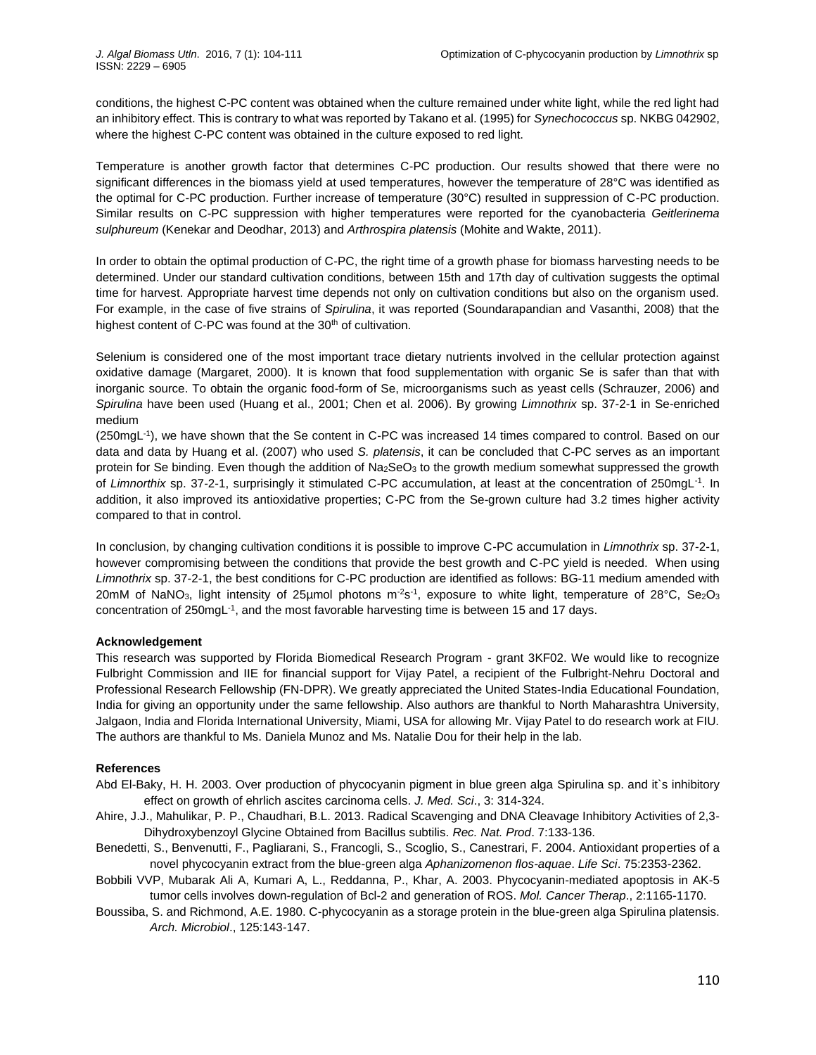conditions, the highest C-PC content was obtained when the culture remained under white light, while the red light had an inhibitory effect. This is contrary to what was reported by Takano et al. (1995) for *Synechococcus* sp. NKBG 042902, where the highest C-PC content was obtained in the culture exposed to red light.

Temperature is another growth factor that determines C-PC production. Our results showed that there were no significant differences in the biomass yield at used temperatures, however the temperature of 28°C was identified as the optimal for C-PC production. Further increase of temperature (30°C) resulted in suppression of C-PC production. Similar results on C-PC suppression with higher temperatures were reported for the cyanobacteria *Geitlerinema sulphureum* (Kenekar and Deodhar, 2013) and *Arthrospira platensis* (Mohite and Wakte, 2011).

In order to obtain the optimal production of C-PC, the right time of a growth phase for biomass harvesting needs to be determined. Under our standard cultivation conditions, between 15th and 17th day of cultivation suggests the optimal time for harvest. Appropriate harvest time depends not only on cultivation conditions but also on the organism used. For example, in the case of five strains of *Spirulina*, it was reported (Soundarapandian and Vasanthi, 2008) that the highest content of C-PC was found at the 30th of cultivation.

Selenium is considered one of the most important trace dietary nutrients involved in the cellular protection against oxidative damage (Margaret, 2000). It is known that food supplementation with organic Se is safer than that with inorganic source. To obtain the organic food-form of Se, microorganisms such as yeast cells (Schrauzer, 2006) and *Spirulina* have been used (Huang et al., 2001; Chen et al. 2006). By growing *Limnothrix* sp. 37-2-1 in Se-enriched medium ($250 mgL^{-1}$), we have shown that the Se content in C-PC was increased 14 times compared to control. Based on our data and data by Huang et al. (2007) who used *S. platensis*, it can be concluded that C-PC serves as an important protein for Se binding. Even though the addition of $Na_2SeO_3$ to the growth medium somewhat suppressed the growth of *Limnorthix* sp. 37-2-1, surprisingly it stimulated C-PC accumulation, at least at the concentration of $250 mgL^{-1}$. In addition, it also improved its antioxidative properties; C-PC from the Se-grown culture had 3.2 times higher activity compared to that in control.

In conclusion, by changing cultivation conditions it is possible to improve C-PC accumulation in *Limnothrix* sp. 37-2-1, however compromising between the conditions that provide the best growth and C-PC yield is needed. When using *Limnothrix* sp. 37-2-1, the best conditions for C-PC production are identified as follows: BG-11 medium amended with 20mM of $NaNO_3$, light intensity of 25µmol photons $m^{-2}s^{-1}$, exposure to white light, temperature of 28°C, $Se_2O_3$ concentration of $250 mgL^{-1}$, and the most favorable harvesting time is between 15 and 17 days.

**Acknowledgement**

This research was supported by Florida Biomedical Research Program - grant 3KF02. We would like to recognize Fulbright Commission and IIE for financial support for Vijay Patel, a recipient of the Fulbright-Nehru Doctoral and Professional Research Fellowship (FN-DPR). We greatly appreciated the United States-India Educational Foundation, India for giving an opportunity under the same fellowship. Also authors are thankful to North Maharashtra University, Jalgaon, India and Florida International University, Miami, USA for allowing Mr. Vijay Patel to do research work at FIU. The authors are thankful to Ms. Daniela Munoz and Ms. Natalie Dou for their help in the lab.

**References**

Abd El-Baky, H. H. 2003. Over production of phycocyanin pigment in blue green alga Spirulina sp. and it`s inhibitory effect on growth of ehrlich ascites carcinoma cells. *J. Med. Sci*., 3: 314-324.

Ahire, J.J., Mahulikar, P. P., Chaudhari, B.L. 2013. Radical Scavenging and DNA Cleavage Inhibitory Activities of 2,3-Dihydroxybenzoyl Glycine Obtained from Bacillus subtilis. *Rec. Nat. Prod*. 7:133-136.

Benedetti, S., Benvenutti, F., Pagliarani, S., Francogli, S., Scoglio, S., Canestrari, F. 2004. Antioxidant properties of a novel phycocyanin extract from the blue-green alga *Aphanizomenon flos-aquae*. *Life Sci*. 75:2353-2362.

Bobbili VVP, Mubarak Ali A, Kumari A, L., Reddanna, P., Khar, A. 2003. Phycocyanin-mediated apoptosis in AK-5 tumor cells involves down-regulation of Bcl-2 and generation of ROS. *Mol. Cancer Therap*., 2:1165-1170.

Boussiba, S. and Richmond, A.E. 1980. C-phycocyanin as a storage protein in the blue-green alga Spirulina platensis. *Arch. Microbiol*., 125:143-147.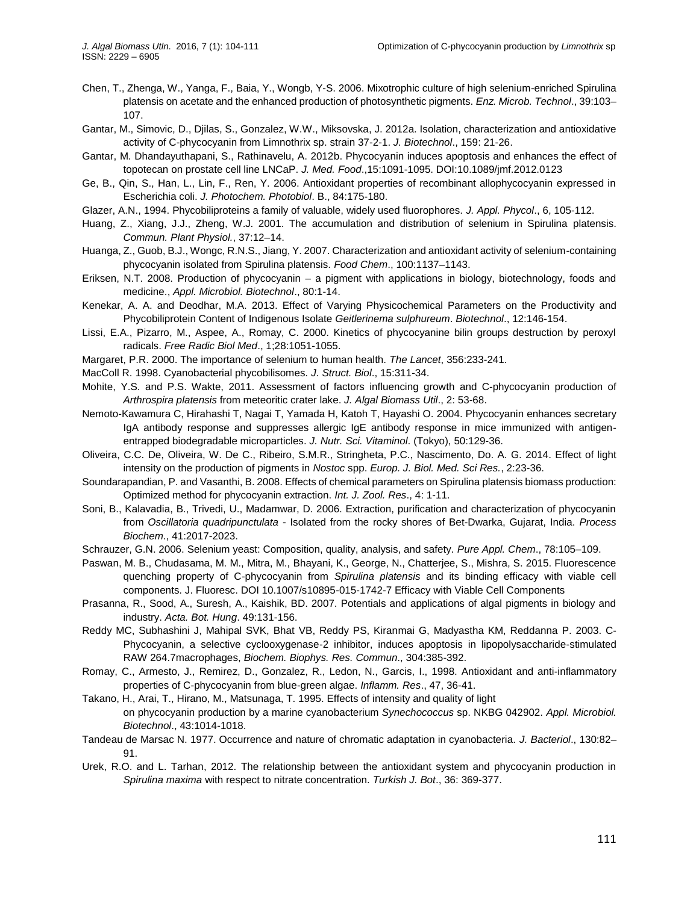Chen, T., Zhenga, W., Yanga, F., Baia, Y., Wongb, Y-S. 2006. Mixotrophic culture of high selenium-enriched Spirulina platensis on acetate and the enhanced production of photosynthetic pigments. *Enz. Microb. Technol*., 39:103–107.

Gantar, M., Simovic, D., Djilas, S., Gonzalez, W.W., Miksovska, J. 2012a. Isolation, characterization and antioxidative activity of C-phycocyanin from Limnothrix sp. strain 37-2-1. *J. Biotechnol*., 159: 21-26.

Gantar, M. Dhandayuthapani, S., Rathinavelu, A. 2012b. Phycocyanin induces apoptosis and enhances the effect of topotecan on prostate cell line LNCaP. *J. Med. Food*.,15:1091-1095. DOI:10.1089/jmf.2012.0123

Ge, B., Qin, S., Han, L., Lin, F., Ren, Y. 2006. Antioxidant properties of recombinant allophycocyanin expressed in Escherichia coli. *J. Photochem. Photobiol*. B., 84:175-180.

Glazer, A.N., 1994. Phycobiliproteins a family of valuable, widely used fluorophores. *J. Appl. Phycol*., 6, 105-112.

Huang, Z., Xiang, J.J., Zheng, W.J. 2001. The accumulation and distribution of selenium in Spirulina platensis. *Commun. Plant Physiol.*, 37:12–14.

Huanga, Z., Guob, B.J., Wongc, R.N.S., Jiang, Y. 2007. Characterization and antioxidant activity of selenium-containing phycocyanin isolated from Spirulina platensis. *Food Chem*., 100:1137–1143.

Eriksen, N.T. 2008. Production of phycocyanin – a pigment with applications in biology, biotechnology, foods and medicine., *Appl. Microbiol. Biotechnol*., 80:1-14.

Kenekar, A. A. and Deodhar, M.A. 2013. Effect of Varying Physicochemical Parameters on the Productivity and Phycobiliprotein Content of Indigenous Isolate *Geitlerinema sulphureum*. *Biotechnol*., 12:146-154.

Lissi, E.A., Pizarro, M., Aspee, A., Romay, C. 2000. Kinetics of phycocyanine bilin groups destruction by peroxyl radicals. *Free Radic Biol Med*., 1;28:1051-1055.

Margaret, P.R. 2000. The importance of selenium to human health. *The Lancet*, 356:233-241.

MacColl R. 1998. Cyanobacterial phycobilisomes. *J. Struct. Biol*., 15:311-34.

Mohite, Y.S. and P.S. Wakte, 2011. Assessment of factors influencing growth and C-phycocyanin production of *Arthrospira platensis* from meteoritic crater lake. *J. Algal Biomass Util*., 2: 53-68.

Nemoto-Kawamura C, Hirahashi T, Nagai T, Yamada H, Katoh T, Hayashi O. 2004. Phycocyanin enhances secretary IgA antibody response and suppresses allergic IgE antibody response in mice immunized with antigen-entrapped biodegradable microparticles. *J. Nutr. Sci. Vitaminol*. (Tokyo), 50:129-36.

Oliveira, C.C. De, Oliveira, W. De C., Ribeiro, S.M.R., Stringheta, P.C., Nascimento, Do. A. G. 2014. Effect of light intensity on the production of pigments in *Nostoc* spp. *Europ. J. Biol. Med. Sci Res.*, 2:23-36.

Soundarapandian, P. and Vasanthi, B. 2008. Effects of chemical parameters on Spirulina platensis biomass production: Optimized method for phycocyanin extraction. *Int. J. Zool. Res*., 4: 1-11.

Soni, B., Kalavadia, B., Trivedi, U., Madamwar, D. 2006. Extraction, purification and characterization of phycocyanin from *Oscillatoria quadripunctulata* - Isolated from the rocky shores of Bet-Dwarka, Gujarat, India. *Process Biochem*., 41:2017-2023.

Schrauzer, G.N. 2006. Selenium yeast: Composition, quality, analysis, and safety. *Pure Appl. Chem*., 78:105–109.

Paswan, M. B., Chudasama, M. M., Mitra, M., Bhayani, K., George, N., Chatterjee, S., Mishra, S. 2015. Fluorescence quenching property of C-phycocyanin from *Spirulina platensis* and its binding efficacy with viable cell components. J. Fluoresc. DOI 10.1007/s10895-015-1742-7 Efficacy with Viable Cell Components

Prasanna, R., Sood, A., Suresh, A., Kaishik, BD. 2007. Potentials and applications of algal pigments in biology and industry. *Acta. Bot. Hung*. 49:131-156.

Reddy MC, Subhashini J, Mahipal SVK, Bhat VB, Reddy PS, Kiranmai G, Madyastha KM, Reddanna P. 2003. C-Phycocyanin, a selective cyclooxygenase-2 inhibitor, induces apoptosis in lipopolysaccharide-stimulated RAW 264.7macrophages, *Biochem. Biophys. Res. Commun*., 304:385-392.

Romay, C., Armesto, J., Remirez, D., Gonzalez, R., Ledon, N., Garcis, I., 1998. Antioxidant and anti-inflammatory properties of C-phycocyanin from blue-green algae. *Inflamm. Res*., 47, 36-41.

Takano, H., Arai, T., Hirano, M., Matsunaga, T. 1995. Effects of intensity and quality of light on phycocyanin production by a marine cyanobacterium *Synechococcus* sp. NKBG 042902. *Appl. Microbiol. Biotechnol*., 43:1014-1018.

Tandeau de Marsac N. 1977. Occurrence and nature of chromatic adaptation in cyanobacteria. *J. Bacteriol*., 130:82–91.

Urek, R.O. and L. Tarhan, 2012. The relationship between the antioxidant system and phycocyanin production in *Spirulina maxima* with respect to nitrate concentration. *Turkish J. Bot*., 36: 369-377.